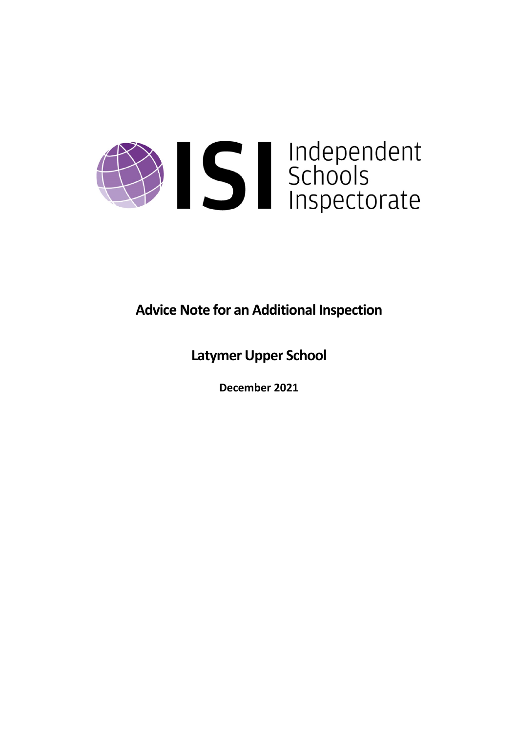Independent Schools Inspectorate

# Advice Note for an Additional Inspection

## Latymer Upper School

**December 2021**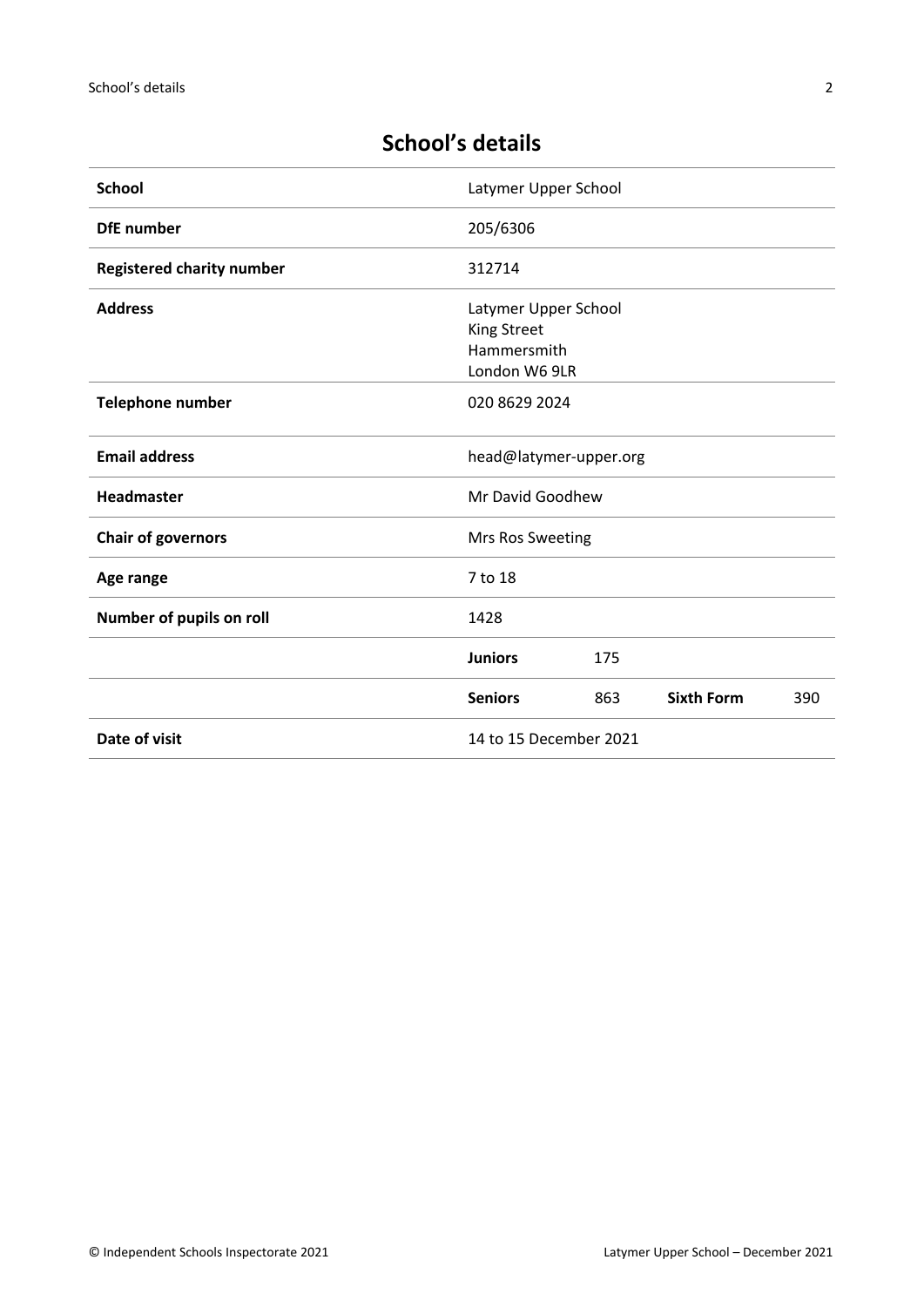# School's details

| | | | | |
|---|---|---|---|---|
| **School** | Latymer Upper School | | | |
| **DfE number** | 205/6306 | | | |
| **Registered charity number** | 312714 | | | |
| **Address** | Latymer Upper School<br>King Street<br>Hammersmith<br>London W6 9LR | | | |
| **Telephone number** | 020 8629 2024 | | | |
| **Email address** | head@latymer-upper.org | | | |
| **Headmaster** | Mr David Goodhew | | | |
| **Chair of governors** | Mrs Ros Sweeting | | | |
| **Age range** | 7 to 18 | | | |
| **Number of pupils on roll** | 1428 | | | |
| | **Juniors** | 175 | | |
| | **Seniors** | 863 | **Sixth Form** | 390 |
| **Date of visit** | 14 to 15 December 2021 | | | |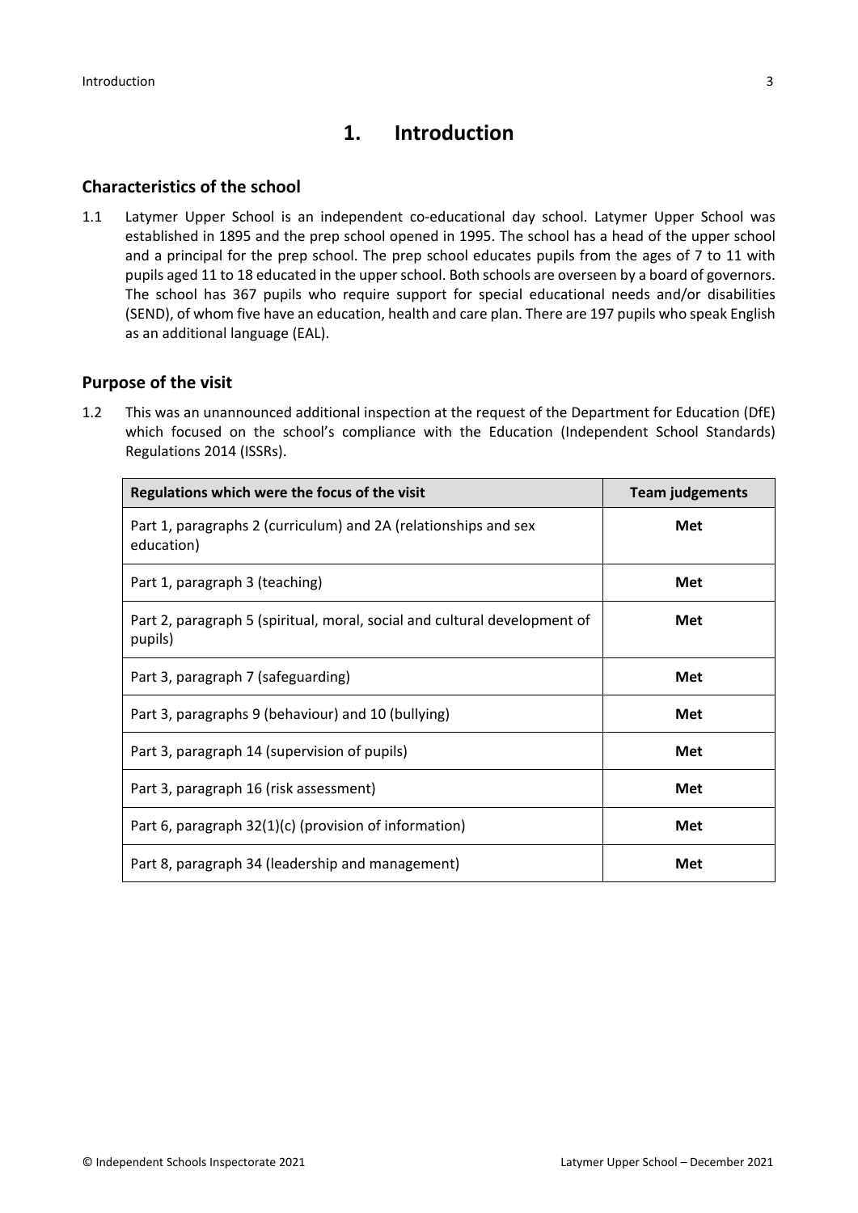# 1. Introduction

## Characteristics of the school

1.1 Latymer Upper School is an independent co-educational day school. Latymer Upper School was established in 1895 and the prep school opened in 1995. The school has a head of the upper school and a principal for the prep school. The prep school educates pupils from the ages of 7 to 11 with pupils aged 11 to 18 educated in the upper school. Both schools are overseen by a board of governors. The school has 367 pupils who require support for special educational needs and/or disabilities (SEND), of whom five have an education, health and care plan. There are 197 pupils who speak English as an additional language (EAL).

## Purpose of the visit

1.2 This was an unannounced additional inspection at the request of the Department for Education (DfE) which focused on the school's compliance with the Education (Independent School Standards) Regulations 2014 (ISSRs).

| Regulations which were the focus of the visit | Team judgements |
|---|---|
| Part 1, paragraphs 2 (curriculum) and 2A (relationships and sex education) | **Met** |
| Part 1, paragraph 3 (teaching) | **Met** |
| Part 2, paragraph 5 (spiritual, moral, social and cultural development of pupils) | **Met** |
| Part 3, paragraph 7 (safeguarding) | **Met** |
| Part 3, paragraphs 9 (behaviour) and 10 (bullying) | **Met** |
| Part 3, paragraph 14 (supervision of pupils) | **Met** |
| Part 3, paragraph 16 (risk assessment) | **Met** |
| Part 6, paragraph 32(1)(c) (provision of information) | **Met** |
| Part 8, paragraph 34 (leadership and management) | **Met** |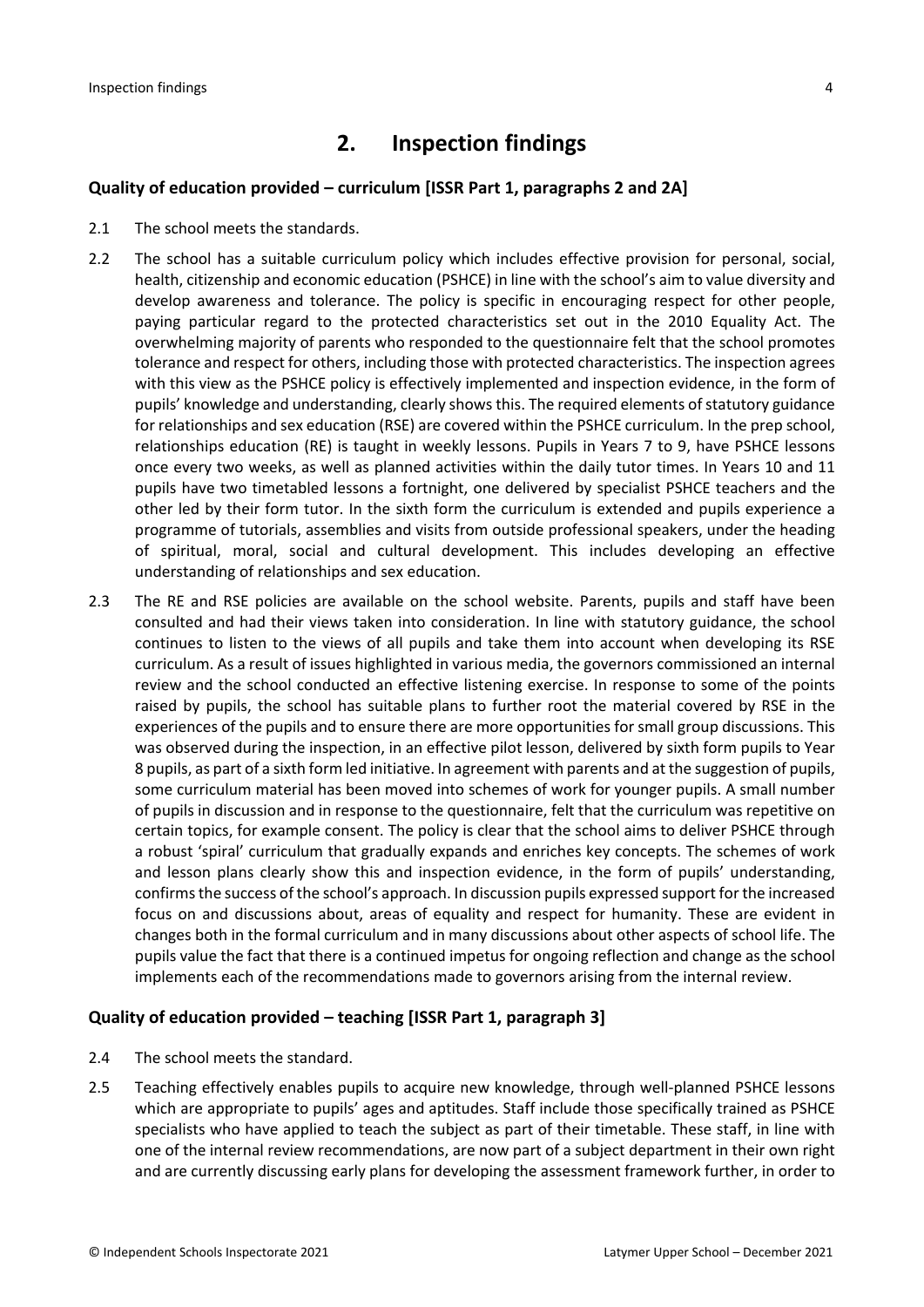## 2. Inspection findings

### Quality of education provided – curriculum [ISSR Part 1, paragraphs 2 and 2A]

2.1 The school meets the standards.

2.2 The school has a suitable curriculum policy which includes effective provision for personal, social, health, citizenship and economic education (PSHCE) in line with the school's aim to value diversity and develop awareness and tolerance. The policy is specific in encouraging respect for other people, paying particular regard to the protected characteristics set out in the 2010 Equality Act. The overwhelming majority of parents who responded to the questionnaire felt that the school promotes tolerance and respect for others, including those with protected characteristics. The inspection agrees with this view as the PSHCE policy is effectively implemented and inspection evidence, in the form of pupils' knowledge and understanding, clearly shows this. The required elements of statutory guidance for relationships and sex education (RSE) are covered within the PSHCE curriculum. In the prep school, relationships education (RE) is taught in weekly lessons. Pupils in Years 7 to 9, have PSHCE lessons once every two weeks, as well as planned activities within the daily tutor times. In Years 10 and 11 pupils have two timetabled lessons a fortnight, one delivered by specialist PSHCE teachers and the other led by their form tutor. In the sixth form the curriculum is extended and pupils experience a programme of tutorials, assemblies and visits from outside professional speakers, under the heading of spiritual, moral, social and cultural development. This includes developing an effective understanding of relationships and sex education.

2.3 The RE and RSE policies are available on the school website. Parents, pupils and staff have been consulted and had their views taken into consideration. In line with statutory guidance, the school continues to listen to the views of all pupils and take them into account when developing its RSE curriculum. As a result of issues highlighted in various media, the governors commissioned an internal review and the school conducted an effective listening exercise. In response to some of the points raised by pupils, the school has suitable plans to further root the material covered by RSE in the experiences of the pupils and to ensure there are more opportunities for small group discussions. This was observed during the inspection, in an effective pilot lesson, delivered by sixth form pupils to Year 8 pupils, as part of a sixth form led initiative. In agreement with parents and at the suggestion of pupils, some curriculum material has been moved into schemes of work for younger pupils. A small number of pupils in discussion and in response to the questionnaire, felt that the curriculum was repetitive on certain topics, for example consent. The policy is clear that the school aims to deliver PSHCE through a robust 'spiral' curriculum that gradually expands and enriches key concepts. The schemes of work and lesson plans clearly show this and inspection evidence, in the form of pupils' understanding, confirms the success of the school's approach. In discussion pupils expressed support for the increased focus on and discussions about, areas of equality and respect for humanity. These are evident in changes both in the formal curriculum and in many discussions about other aspects of school life. The pupils value the fact that there is a continued impetus for ongoing reflection and change as the school implements each of the recommendations made to governors arising from the internal review.

### Quality of education provided – teaching [ISSR Part 1, paragraph 3]

2.4 The school meets the standard.

2.5 Teaching effectively enables pupils to acquire new knowledge, through well-planned PSHCE lessons which are appropriate to pupils' ages and aptitudes. Staff include those specifically trained as PSHCE specialists who have applied to teach the subject as part of their timetable. These staff, in line with one of the internal review recommendations, are now part of a subject department in their own right and are currently discussing early plans for developing the assessment framework further, in order to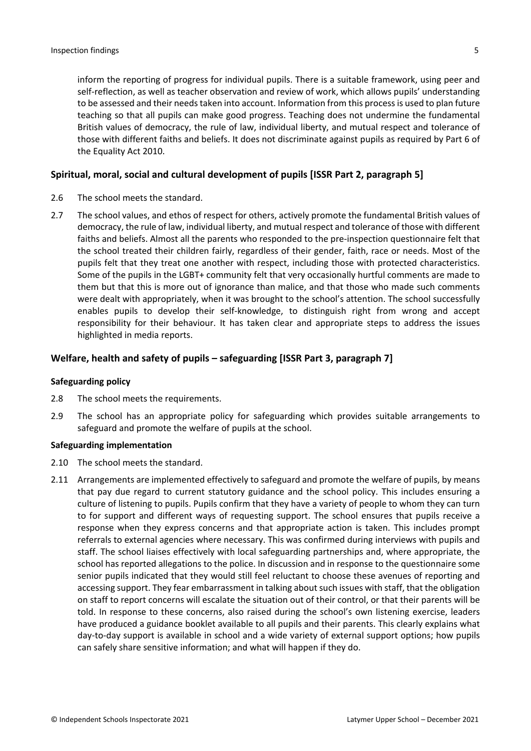inform the reporting of progress for individual pupils. There is a suitable framework, using peer and self-reflection, as well as teacher observation and review of work, which allows pupils' understanding to be assessed and their needs taken into account. Information from this process is used to plan future teaching so that all pupils can make good progress. Teaching does not undermine the fundamental British values of democracy, the rule of law, individual liberty, and mutual respect and tolerance of those with different faiths and beliefs. It does not discriminate against pupils as required by Part 6 of the Equality Act 2010.

## Spiritual, moral, social and cultural development of pupils [ISSR Part 2, paragraph 5]

2.6 The school meets the standard.

2.7 The school values, and ethos of respect for others, actively promote the fundamental British values of democracy, the rule of law, individual liberty, and mutual respect and tolerance of those with different faiths and beliefs. Almost all the parents who responded to the pre-inspection questionnaire felt that the school treated their children fairly, regardless of their gender, faith, race or needs. Most of the pupils felt that they treat one another with respect, including those with protected characteristics. Some of the pupils in the LGBT+ community felt that very occasionally hurtful comments are made to them but that this is more out of ignorance than malice, and that those who made such comments were dealt with appropriately, when it was brought to the school's attention. The school successfully enables pupils to develop their self-knowledge, to distinguish right from wrong and accept responsibility for their behaviour. It has taken clear and appropriate steps to address the issues highlighted in media reports.

## Welfare, health and safety of pupils – safeguarding [ISSR Part 3, paragraph 7]

### Safeguarding policy

2.8 The school meets the requirements.

2.9 The school has an appropriate policy for safeguarding which provides suitable arrangements to safeguard and promote the welfare of pupils at the school.

### Safeguarding implementation

2.10 The school meets the standard.

2.11 Arrangements are implemented effectively to safeguard and promote the welfare of pupils, by means that pay due regard to current statutory guidance and the school policy. This includes ensuring a culture of listening to pupils. Pupils confirm that they have a variety of people to whom they can turn to for support and different ways of requesting support. The school ensures that pupils receive a response when they express concerns and that appropriate action is taken. This includes prompt referrals to external agencies where necessary. This was confirmed during interviews with pupils and staff. The school liaises effectively with local safeguarding partnerships and, where appropriate, the school has reported allegations to the police. In discussion and in response to the questionnaire some senior pupils indicated that they would still feel reluctant to choose these avenues of reporting and accessing support. They fear embarrassment in talking about such issues with staff, that the obligation on staff to report concerns will escalate the situation out of their control, or that their parents will be told. In response to these concerns, also raised during the school's own listening exercise, leaders have produced a guidance booklet available to all pupils and their parents. This clearly explains what day-to-day support is available in school and a wide variety of external support options; how pupils can safely share sensitive information; and what will happen if they do.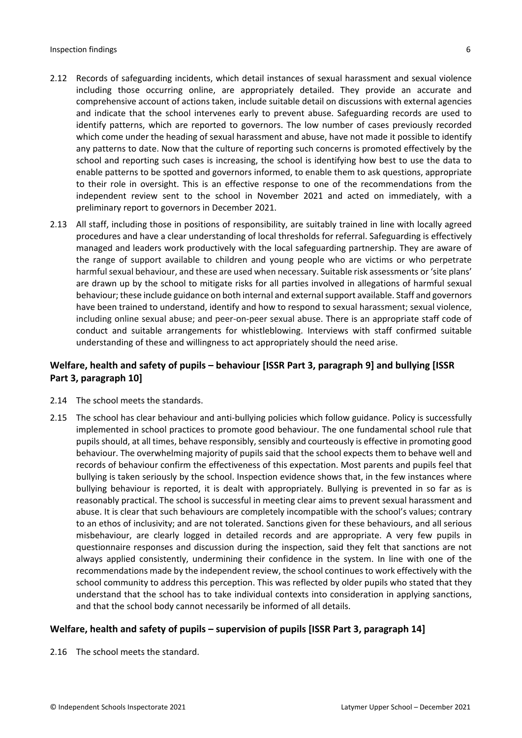2.12 Records of safeguarding incidents, which detail instances of sexual harassment and sexual violence including those occurring online, are appropriately detailed. They provide an accurate and comprehensive account of actions taken, include suitable detail on discussions with external agencies and indicate that the school intervenes early to prevent abuse. Safeguarding records are used to identify patterns, which are reported to governors. The low number of cases previously recorded which come under the heading of sexual harassment and abuse, have not made it possible to identify any patterns to date. Now that the culture of reporting such concerns is promoted effectively by the school and reporting such cases is increasing, the school is identifying how best to use the data to enable patterns to be spotted and governors informed, to enable them to ask questions, appropriate to their role in oversight. This is an effective response to one of the recommendations from the independent review sent to the school in November 2021 and acted on immediately, with a preliminary report to governors in December 2021.

2.13 All staff, including those in positions of responsibility, are suitably trained in line with locally agreed procedures and have a clear understanding of local thresholds for referral. Safeguarding is effectively managed and leaders work productively with the local safeguarding partnership. They are aware of the range of support available to children and young people who are victims or who perpetrate harmful sexual behaviour, and these are used when necessary. Suitable risk assessments or 'site plans' are drawn up by the school to mitigate risks for all parties involved in allegations of harmful sexual behaviour; these include guidance on both internal and external support available. Staff and governors have been trained to understand, identify and how to respond to sexual harassment; sexual violence, including online sexual abuse; and peer-on-peer sexual abuse. There is an appropriate staff code of conduct and suitable arrangements for whistleblowing. Interviews with staff confirmed suitable understanding of these and willingness to act appropriately should the need arise.

### Welfare, health and safety of pupils – behaviour [ISSR Part 3, paragraph 9] and bullying [ISSR Part 3, paragraph 10]

2.14 The school meets the standards.

2.15 The school has clear behaviour and anti-bullying policies which follow guidance. Policy is successfully implemented in school practices to promote good behaviour. The one fundamental school rule that pupils should, at all times, behave responsibly, sensibly and courteously is effective in promoting good behaviour. The overwhelming majority of pupils said that the school expects them to behave well and records of behaviour confirm the effectiveness of this expectation. Most parents and pupils feel that bullying is taken seriously by the school. Inspection evidence shows that, in the few instances where bullying behaviour is reported, it is dealt with appropriately. Bullying is prevented in so far as is reasonably practical. The school is successful in meeting clear aims to prevent sexual harassment and abuse. It is clear that such behaviours are completely incompatible with the school's values; contrary to an ethos of inclusivity; and are not tolerated. Sanctions given for these behaviours, and all serious misbehaviour, are clearly logged in detailed records and are appropriate. A very few pupils in questionnaire responses and discussion during the inspection, said they felt that sanctions are not always applied consistently, undermining their confidence in the system. In line with one of the recommendations made by the independent review, the school continues to work effectively with the school community to address this perception. This was reflected by older pupils who stated that they understand that the school has to take individual contexts into consideration in applying sanctions, and that the school body cannot necessarily be informed of all details.

### Welfare, health and safety of pupils – supervision of pupils [ISSR Part 3, paragraph 14]

2.16 The school meets the standard.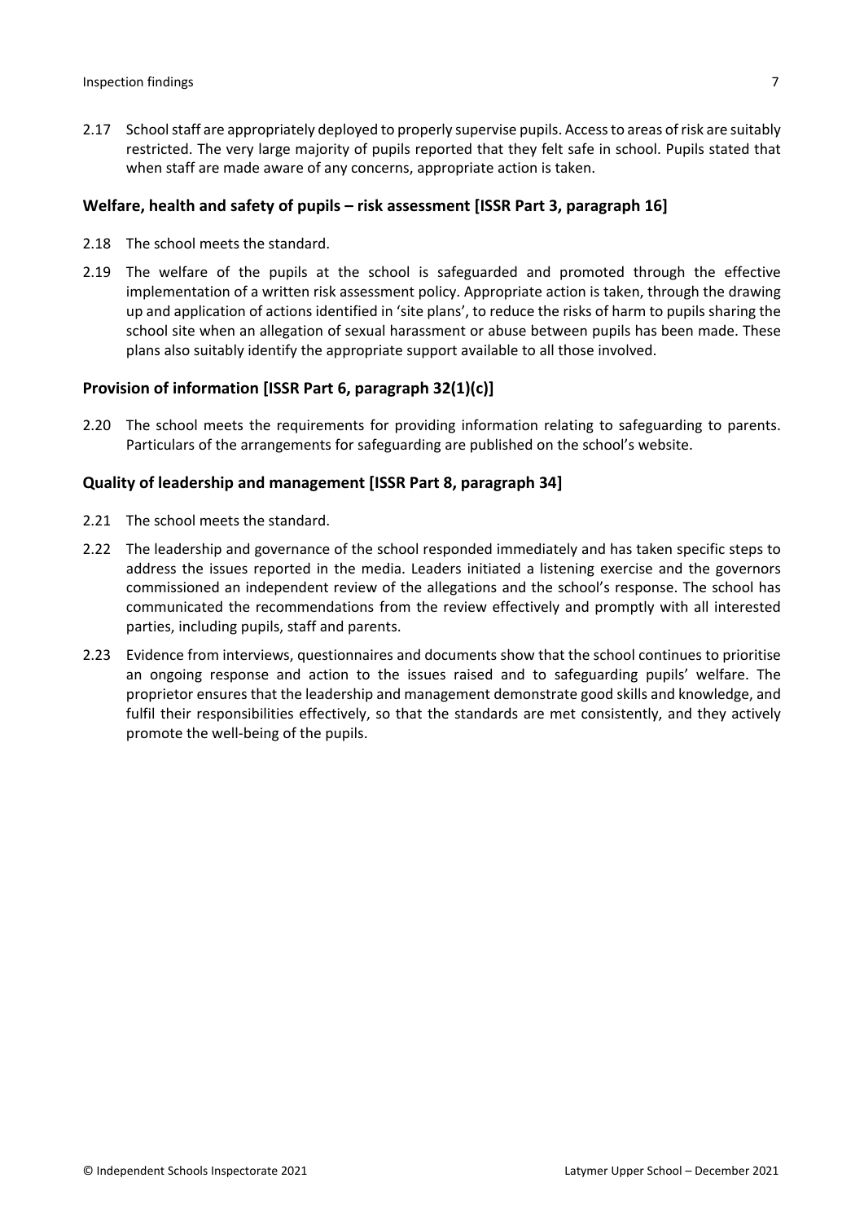2.17 School staff are appropriately deployed to properly supervise pupils. Access to areas of risk are suitably restricted. The very large majority of pupils reported that they felt safe in school. Pupils stated that when staff are made aware of any concerns, appropriate action is taken.

### Welfare, health and safety of pupils – risk assessment [ISSR Part 3, paragraph 16]

2.18 The school meets the standard.

2.19 The welfare of the pupils at the school is safeguarded and promoted through the effective implementation of a written risk assessment policy. Appropriate action is taken, through the drawing up and application of actions identified in 'site plans', to reduce the risks of harm to pupils sharing the school site when an allegation of sexual harassment or abuse between pupils has been made. These plans also suitably identify the appropriate support available to all those involved.

### Provision of information [ISSR Part 6, paragraph 32(1)(c)]

2.20 The school meets the requirements for providing information relating to safeguarding to parents. Particulars of the arrangements for safeguarding are published on the school's website.

### Quality of leadership and management [ISSR Part 8, paragraph 34]

2.21 The school meets the standard.

2.22 The leadership and governance of the school responded immediately and has taken specific steps to address the issues reported in the media. Leaders initiated a listening exercise and the governors commissioned an independent review of the allegations and the school's response. The school has communicated the recommendations from the review effectively and promptly with all interested parties, including pupils, staff and parents.

2.23 Evidence from interviews, questionnaires and documents show that the school continues to prioritise an ongoing response and action to the issues raised and to safeguarding pupils' welfare. The proprietor ensures that the leadership and management demonstrate good skills and knowledge, and fulfil their responsibilities effectively, so that the standards are met consistently, and they actively promote the well-being of the pupils.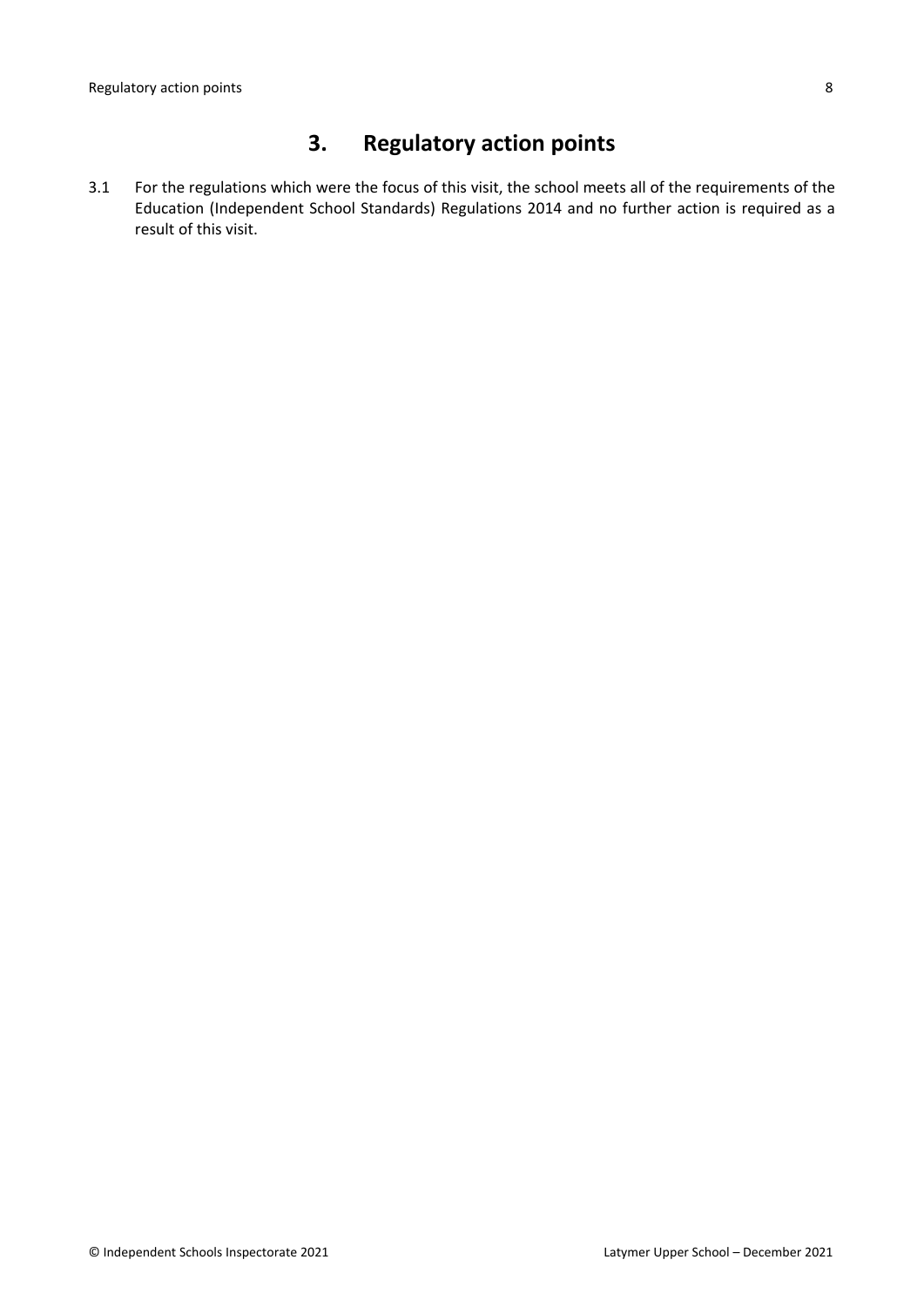## 3. Regulatory action points

3.1 For the regulations which were the focus of this visit, the school meets all of the requirements of the Education (Independent School Standards) Regulations 2014 and no further action is required as a result of this visit.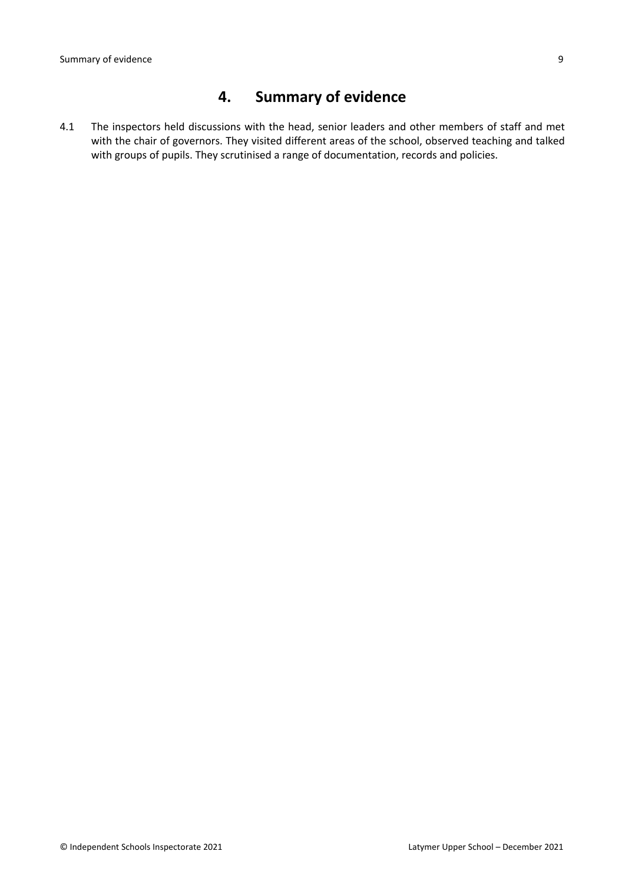## 4. Summary of evidence

4.1 The inspectors held discussions with the head, senior leaders and other members of staff and met with the chair of governors. They visited different areas of the school, observed teaching and talked with groups of pupils. They scrutinised a range of documentation, records and policies.